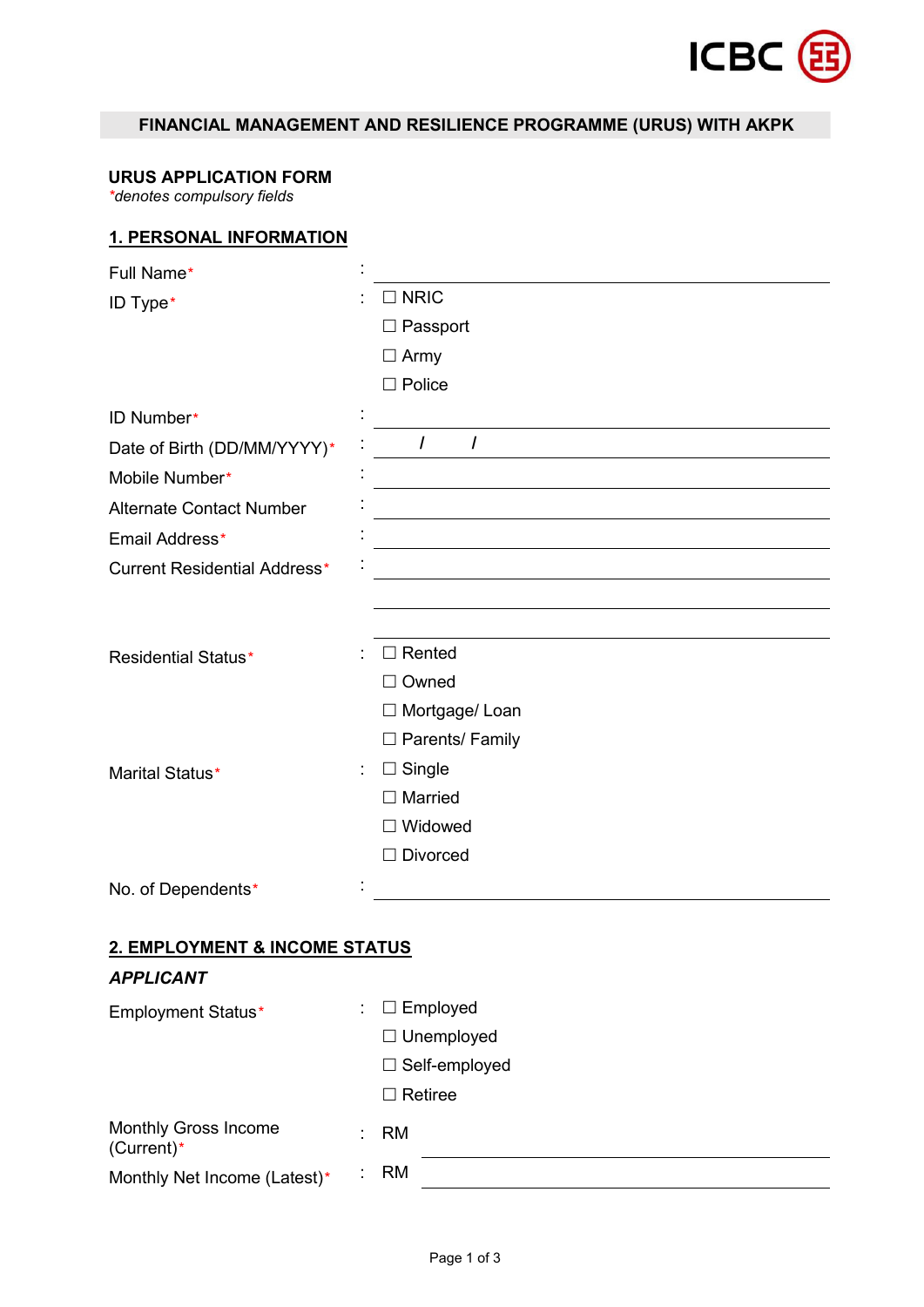ICBC

## FINANCIAL MANAGEMENT AND RESILIENCE PROGRAMME (URUS) WITH AKPK

**URUS APPLICATION FORM**
*\*denotes compulsory fields*

### 1. PERSONAL INFORMATION

Full Name* : ____________________

ID Type* :
- ☐ NRIC
- ☐ Passport
- ☐ Army
- ☐ Police

ID Number* : ____________________

Date of Birth (DD/MM/YYYY)* : ____ / ____ / ________

Mobile Number* : ____________________

Alternate Contact Number : ____________________

Email Address* : ____________________

Current Residential Address* : ____________________

____________________

____________________

Residential Status* :
- ☐ Rented
- ☐ Owned
- ☐ Mortgage/ Loan
- ☐ Parents/ Family

Marital Status* :
- ☐ Single
- ☐ Married
- ☐ Widowed
- ☐ Divorced

No. of Dependents* : ____________________

### 2. EMPLOYMENT & INCOME STATUS

***APPLICANT***

Employment Status* :
- ☐ Employed
- ☐ Unemployed
- ☐ Self-employed
- ☐ Retiree

Monthly Gross Income (Current)* : RM ____________________

Monthly Net Income (Latest)* : RM ____________________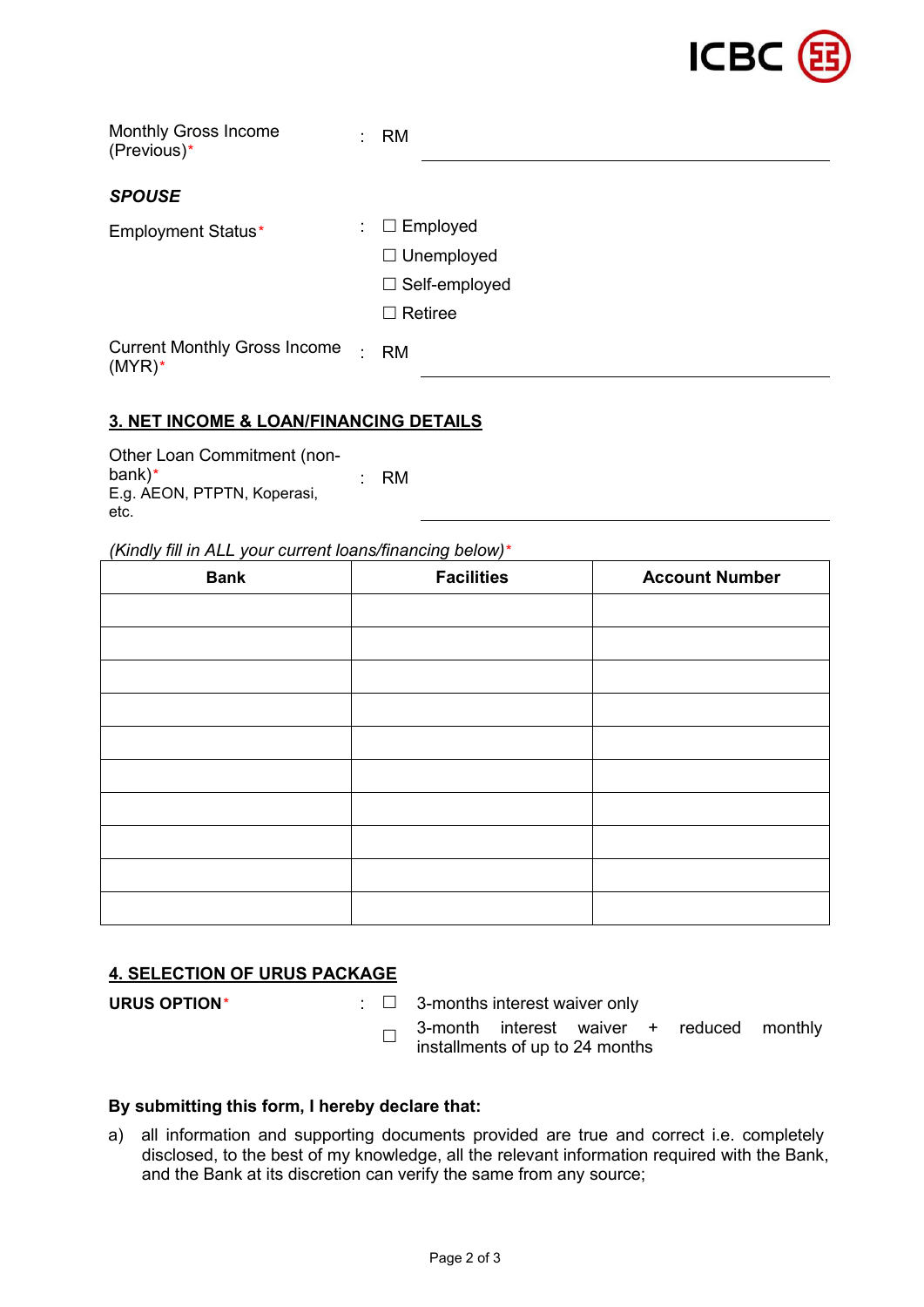Monthly Gross Income (Previous)* : RM ______________________________

***SPOUSE***

Employment Status* :

☐ Employed

☐ Unemployed

☐ Self-employed

☐ Retiree

Current Monthly Gross Income (MYR)* : RM ______________________________

## 3. NET INCOME & LOAN/FINANCING DETAILS

Other Loan Commitment (non-bank)* : RM ______________________________
E.g. AEON, PTPTN, Koperasi, etc.

*(Kindly fill in ALL your current loans/financing below)**

| Bank | Facilities | Account Number |
|---|---|---|
| | | |
| | | |
| | | |
| | | |
| | | |
| | | |
| | | |
| | | |
| | | |
| | | |

## 4. SELECTION OF URUS PACKAGE

**URUS OPTION*** :

☐ 3-months interest waiver only

☐ 3-month interest waiver + reduced monthly installments of up to 24 months

**By submitting this form, I hereby declare that:**

a) all information and supporting documents provided are true and correct i.e. completely disclosed, to the best of my knowledge, all the relevant information required with the Bank, and the Bank at its discretion can verify the same from any source;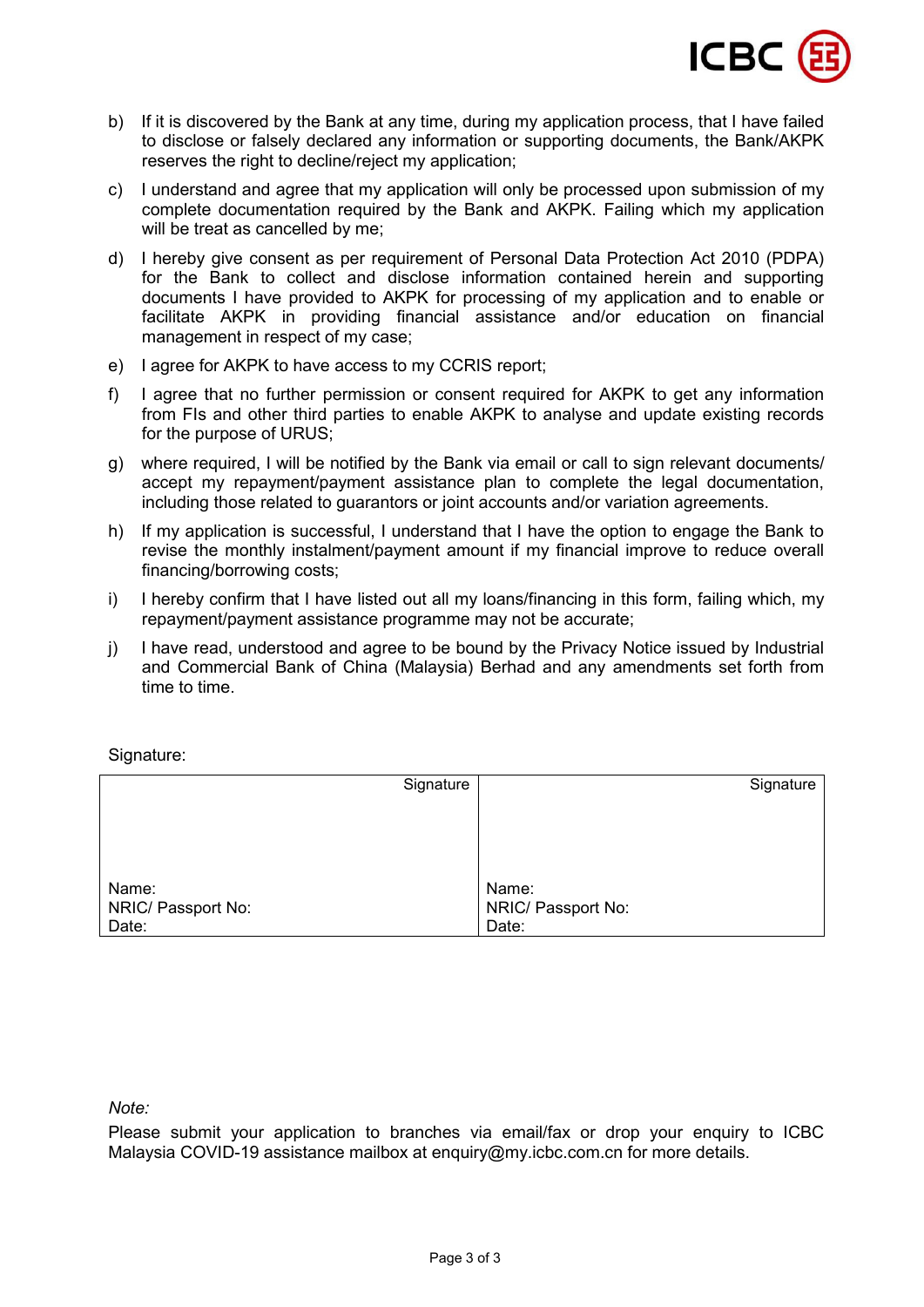b) If it is discovered by the Bank at any time, during my application process, that I have failed to disclose or falsely declared any information or supporting documents, the Bank/AKPK reserves the right to decline/reject my application;

c) I understand and agree that my application will only be processed upon submission of my complete documentation required by the Bank and AKPK. Failing which my application will be treat as cancelled by me;

d) I hereby give consent as per requirement of Personal Data Protection Act 2010 (PDPA) for the Bank to collect and disclose information contained herein and supporting documents I have provided to AKPK for processing of my application and to enable or facilitate AKPK in providing financial assistance and/or education on financial management in respect of my case;

e) I agree for AKPK to have access to my CCRIS report;

f) I agree that no further permission or consent required for AKPK to get any information from FIs and other third parties to enable AKPK to analyse and update existing records for the purpose of URUS;

g) where required, I will be notified by the Bank via email or call to sign relevant documents/ accept my repayment/payment assistance plan to complete the legal documentation, including those related to guarantors or joint accounts and/or variation agreements.

h) If my application is successful, I understand that I have the option to engage the Bank to revise the monthly instalment/payment amount if my financial improve to reduce overall financing/borrowing costs;

i) I hereby confirm that I have listed out all my loans/financing in this form, failing which, my repayment/payment assistance programme may not be accurate;

j) I have read, understood and agree to be bound by the Privacy Notice issued by Industrial and Commercial Bank of China (Malaysia) Berhad and any amendments set forth from time to time.

Signature:

| | |
|---|---|
| Signature<br><br><br>Name:<br>NRIC/ Passport No:<br>Date: | Signature<br><br><br>Name:<br>NRIC/ Passport No:<br>Date: |

*Note:*

Please submit your application to branches via email/fax or drop your enquiry to ICBC Malaysia COVID-19 assistance mailbox at enquiry@my.icbc.com.cn for more details.